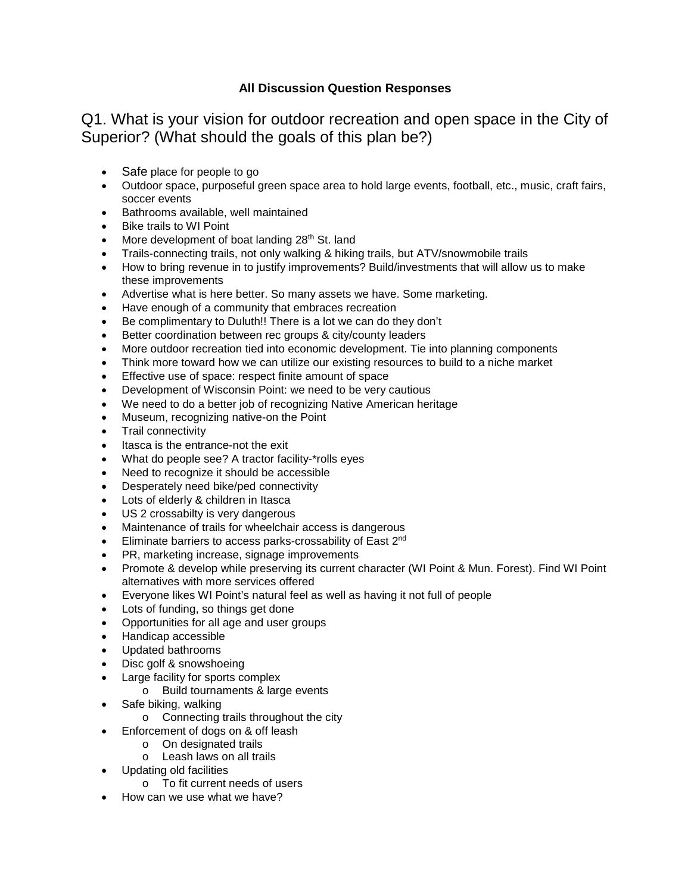**All Discussion Question Responses**

## Q1. What is your vision for outdoor recreation and open space in the City of Superior? (What should the goals of this plan be?)

- Safe place for people to go
- Outdoor space, purposeful green space area to hold large events, football, etc., music, craft fairs, soccer events
- Bathrooms available, well maintained
- Bike trails to WI Point
- More development of boat landing 28th St. land
- Trails-connecting trails, not only walking & hiking trails, but ATV/snowmobile trails
- How to bring revenue in to justify improvements? Build/investments that will allow us to make these improvements
- Advertise what is here better. So many assets we have. Some marketing.
- Have enough of a community that embraces recreation
- Be complimentary to Duluth!! There is a lot we can do they don't
- Better coordination between rec groups & city/county leaders
- More outdoor recreation tied into economic development. Tie into planning components
- Think more toward how we can utilize our existing resources to build to a niche market
- Effective use of space: respect finite amount of space
- Development of Wisconsin Point: we need to be very cautious
- We need to do a better job of recognizing Native American heritage
- Museum, recognizing native-on the Point
- Trail connectivity
- Itasca is the entrance-not the exit
- What do people see? A tractor facility-*rolls eyes
- Need to recognize it should be accessible
- Desperately need bike/ped connectivity
- Lots of elderly & children in Itasca
- US 2 crossabilty is very dangerous
- Maintenance of trails for wheelchair access is dangerous
- Eliminate barriers to access parks-crossability of East 2nd
- PR, marketing increase, signage improvements
- Promote & develop while preserving its current character (WI Point & Mun. Forest). Find WI Point alternatives with more services offered
- Everyone likes WI Point's natural feel as well as having it not full of people
- Lots of funding, so things get done
- Opportunities for all age and user groups
- Handicap accessible
- Updated bathrooms
- Disc golf & snowshoeing
- Large facility for sports complex
    - Build tournaments & large events
- Safe biking, walking
    - Connecting trails throughout the city
- Enforcement of dogs on & off leash
    - On designated trails
    - Leash laws on all trails
- Updating old facilities
    - To fit current needs of users
- How can we use what we have?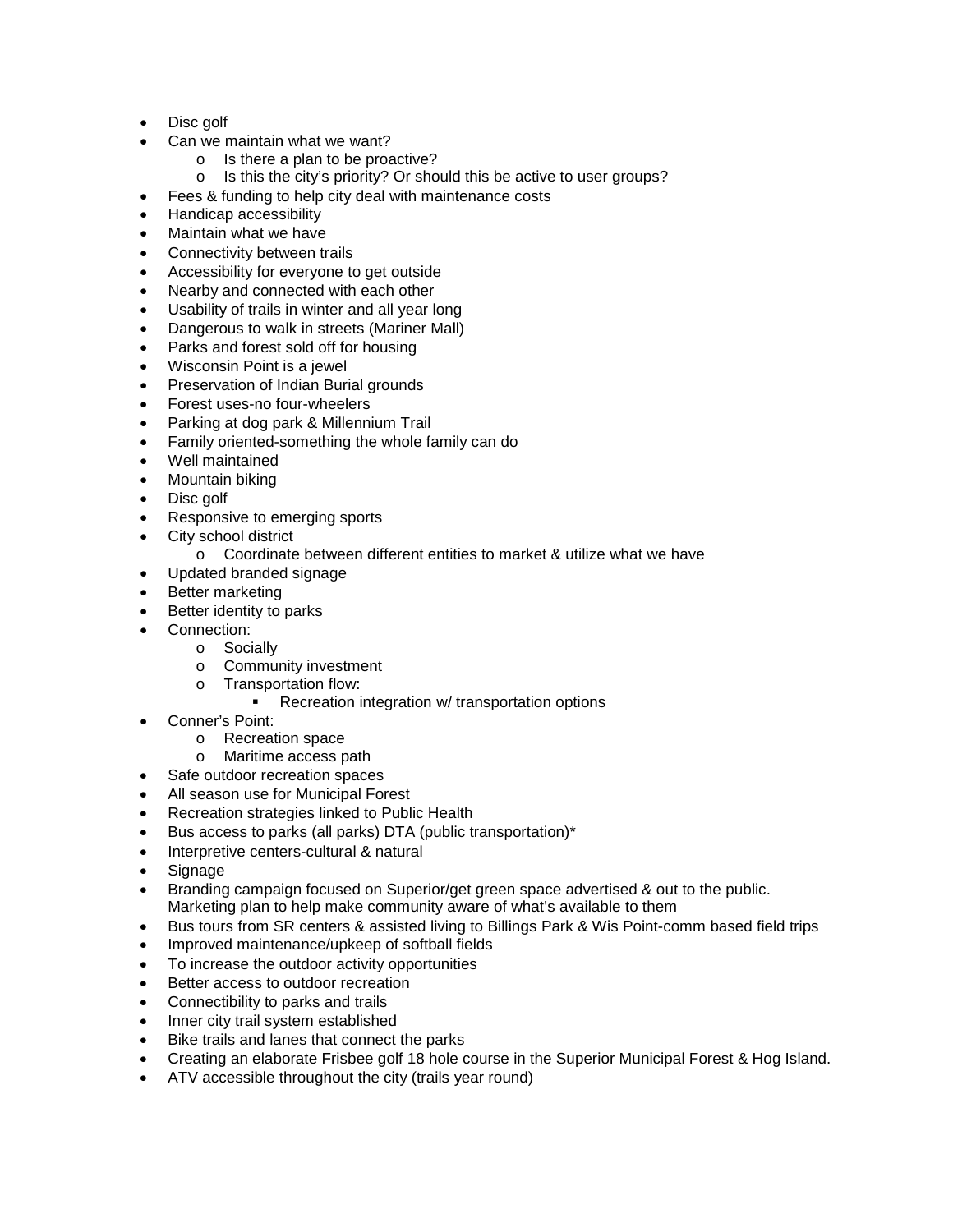- Disc golf
- Can we maintain what we want?
    - Is there a plan to be proactive?
    - Is this the city's priority? Or should this be active to user groups?
- Fees & funding to help city deal with maintenance costs
- Handicap accessibility
- Maintain what we have
- Connectivity between trails
- Accessibility for everyone to get outside
- Nearby and connected with each other
- Usability of trails in winter and all year long
- Dangerous to walk in streets (Mariner Mall)
- Parks and forest sold off for housing
- Wisconsin Point is a jewel
- Preservation of Indian Burial grounds
- Forest uses-no four-wheelers
- Parking at dog park & Millennium Trail
- Family oriented-something the whole family can do
- Well maintained
- Mountain biking
- Disc golf
- Responsive to emerging sports
- City school district
    - Coordinate between different entities to market & utilize what we have
- Updated branded signage
- Better marketing
- Better identity to parks
- Connection:
    - Socially
    - Community investment
    - Transportation flow:
        - Recreation integration w/ transportation options
- Conner's Point:
    - Recreation space
    - Maritime access path
- Safe outdoor recreation spaces
- All season use for Municipal Forest
- Recreation strategies linked to Public Health
- Bus access to parks (all parks) DTA (public transportation)*
- Interpretive centers-cultural & natural
- Signage
- Branding campaign focused on Superior/get green space advertised & out to the public. Marketing plan to help make community aware of what's available to them
- Bus tours from SR centers & assisted living to Billings Park & Wis Point-comm based field trips
- Improved maintenance/upkeep of softball fields
- To increase the outdoor activity opportunities
- Better access to outdoor recreation
- Connectibility to parks and trails
- Inner city trail system established
- Bike trails and lanes that connect the parks
- Creating an elaborate Frisbee golf 18 hole course in the Superior Municipal Forest & Hog Island.
- ATV accessible throughout the city (trails year round)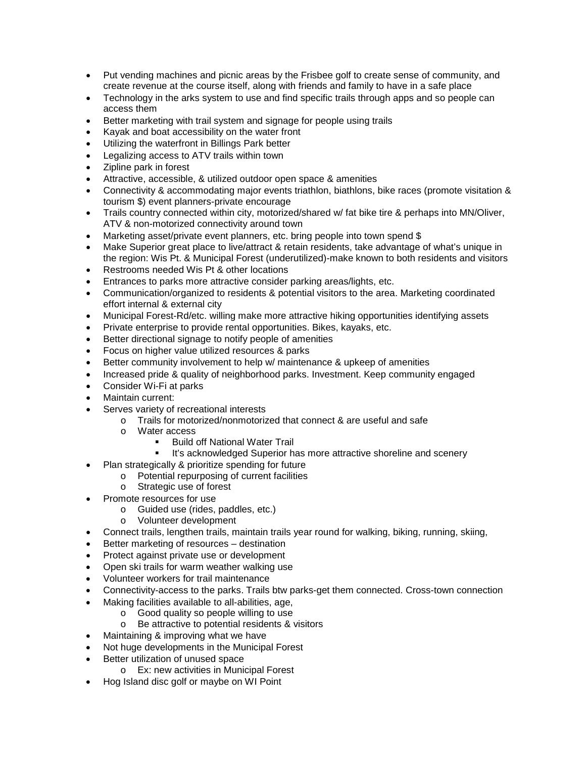- Put vending machines and picnic areas by the Frisbee golf to create sense of community, and create revenue at the course itself, along with friends and family to have in a safe place
- Technology in the arks system to use and find specific trails through apps and so people can access them
- Better marketing with trail system and signage for people using trails
- Kayak and boat accessibility on the water front
- Utilizing the waterfront in Billings Park better
- Legalizing access to ATV trails within town
- Zipline park in forest
- Attractive, accessible, & utilized outdoor open space & amenities
- Connectivity & accommodating major events triathlon, biathlons, bike races (promote visitation & tourism $) event planners-private encourage
- Trails country connected within city, motorized/shared w/ fat bike tire & perhaps into MN/Oliver, ATV & non-motorized connectivity around town
- Marketing asset/private event planners, etc. bring people into town spend $
- Make Superior great place to live/attract & retain residents, take advantage of what's unique in the region: Wis Pt. & Municipal Forest (underutilized)-make known to both residents and visitors
- Restrooms needed Wis Pt & other locations
- Entrances to parks more attractive consider parking areas/lights, etc.
- Communication/organized to residents & potential visitors to the area. Marketing coordinated effort internal & external city
- Municipal Forest-Rd/etc. willing make more attractive hiking opportunities identifying assets
- Private enterprise to provide rental opportunities. Bikes, kayaks, etc.
- Better directional signage to notify people of amenities
- Focus on higher value utilized resources & parks
- Better community involvement to help w/ maintenance & upkeep of amenities
- Increased pride & quality of neighborhood parks. Investment. Keep community engaged
- Consider Wi-Fi at parks
- Maintain current:
- Serves variety of recreational interests
  - Trails for motorized/nonmotorized that connect & are useful and safe
  - Water access
    - Build off National Water Trail
    - It's acknowledged Superior has more attractive shoreline and scenery
- Plan strategically & prioritize spending for future
  - Potential repurposing of current facilities
  - Strategic use of forest
- Promote resources for use
  - Guided use (rides, paddles, etc.)
  - Volunteer development
- Connect trails, lengthen trails, maintain trails year round for walking, biking, running, skiing,
- Better marketing of resources – destination
- Protect against private use or development
- Open ski trails for warm weather walking use
- Volunteer workers for trail maintenance
- Connectivity-access to the parks. Trails btw parks-get them connected. Cross-town connection
- Making facilities available to all-abilities, age,
  - Good quality so people willing to use
  - Be attractive to potential residents & visitors
- Maintaining & improving what we have
- Not huge developments in the Municipal Forest
- Better utilization of unused space
  - Ex: new activities in Municipal Forest
- Hog Island disc golf or maybe on WI Point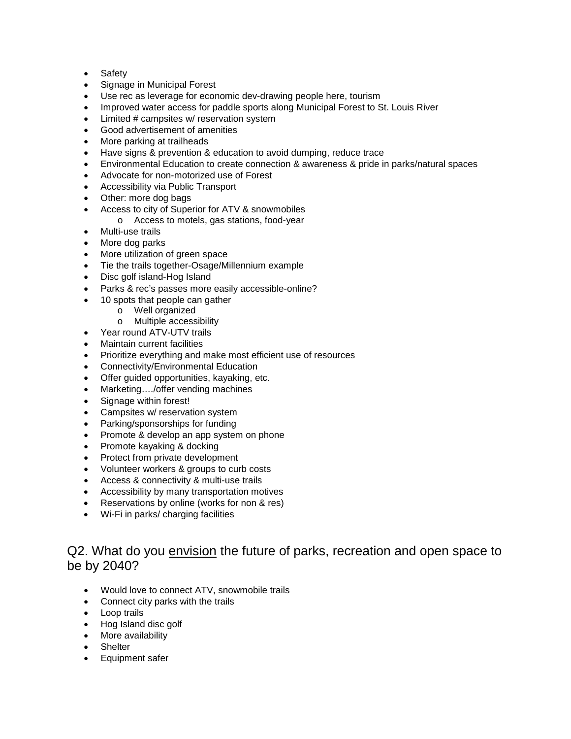- Safety
- Signage in Municipal Forest
- Use rec as leverage for economic dev-drawing people here, tourism
- Improved water access for paddle sports along Municipal Forest to St. Louis River
- Limited # campsites w/ reservation system
- Good advertisement of amenities
- More parking at trailheads
- Have signs & prevention & education to avoid dumping, reduce trace
- Environmental Education to create connection & awareness & pride in parks/natural spaces
- Advocate for non-motorized use of Forest
- Accessibility via Public Transport
- Other: more dog bags
- Access to city of Superior for ATV & snowmobiles
    - Access to motels, gas stations, food-year
- Multi-use trails
- More dog parks
- More utilization of green space
- Tie the trails together-Osage/Millennium example
- Disc golf island-Hog Island
- Parks & rec's passes more easily accessible-online?
- 10 spots that people can gather
    - Well organized
    - Multiple accessibility
- Year round ATV-UTV trails
- Maintain current facilities
- Prioritize everything and make most efficient use of resources
- Connectivity/Environmental Education
- Offer guided opportunities, kayaking, etc.
- Marketing…./offer vending machines
- Signage within forest!
- Campsites w/ reservation system
- Parking/sponsorships for funding
- Promote & develop an app system on phone
- Promote kayaking & docking
- Protect from private development
- Volunteer workers & groups to curb costs
- Access & connectivity & multi-use trails
- Accessibility by many transportation motives
- Reservations by online (works for non & res)
- Wi-Fi in parks/ charging facilities

## Q2. What do you <u>envision</u> the future of parks, recreation and open space to be by 2040?

- Would love to connect ATV, snowmobile trails
- Connect city parks with the trails
- Loop trails
- Hog Island disc golf
- More availability
- Shelter
- Equipment safer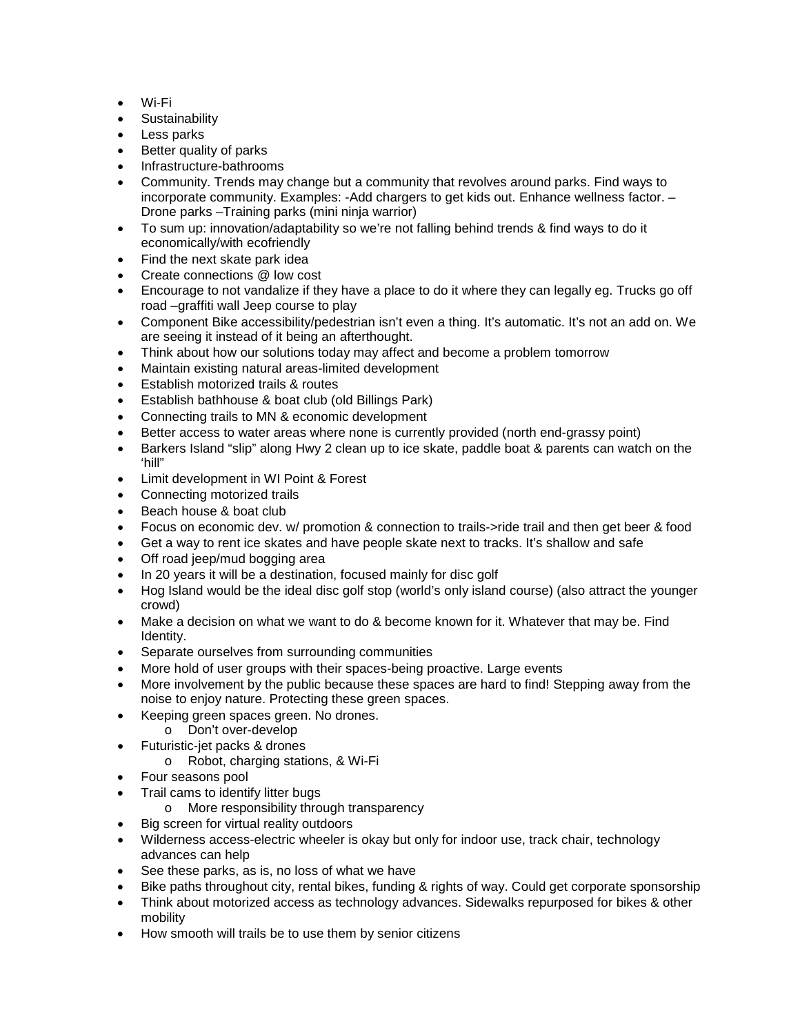- Wi-Fi
- Sustainability
- Less parks
- Better quality of parks
- Infrastructure-bathrooms
- Community. Trends may change but a community that revolves around parks. Find ways to incorporate community. Examples: -Add chargers to get kids out. Enhance wellness factor. –Drone parks –Training parks (mini ninja warrior)
- To sum up: innovation/adaptability so we're not falling behind trends & find ways to do it economically/with ecofriendly
- Find the next skate park idea
- Create connections @ low cost
- Encourage to not vandalize if they have a place to do it where they can legally eg. Trucks go off road –graffiti wall Jeep course to play
- Component Bike accessibility/pedestrian isn't even a thing. It's automatic. It's not an add on. We are seeing it instead of it being an afterthought.
- Think about how our solutions today may affect and become a problem tomorrow
- Maintain existing natural areas-limited development
- Establish motorized trails & routes
- Establish bathhouse & boat club (old Billings Park)
- Connecting trails to MN & economic development
- Better access to water areas where none is currently provided (north end-grassy point)
- Barkers Island "slip" along Hwy 2 clean up to ice skate, paddle boat & parents can watch on the 'hill"
- Limit development in WI Point & Forest
- Connecting motorized trails
- Beach house & boat club
- Focus on economic dev. w/ promotion & connection to trails->ride trail and then get beer & food
- Get a way to rent ice skates and have people skate next to tracks. It's shallow and safe
- Off road jeep/mud bogging area
- In 20 years it will be a destination, focused mainly for disc golf
- Hog Island would be the ideal disc golf stop (world's only island course) (also attract the younger crowd)
- Make a decision on what we want to do & become known for it. Whatever that may be. Find Identity.
- Separate ourselves from surrounding communities
- More hold of user groups with their spaces-being proactive. Large events
- More involvement by the public because these spaces are hard to find! Stepping away from the noise to enjoy nature. Protecting these green spaces.
- Keeping green spaces green. No drones.
    - Don't over-develop
- Futuristic-jet packs & drones
    - Robot, charging stations, & Wi-Fi
- Four seasons pool
- Trail cams to identify litter bugs
    - More responsibility through transparency
- Big screen for virtual reality outdoors
- Wilderness access-electric wheeler is okay but only for indoor use, track chair, technology advances can help
- See these parks, as is, no loss of what we have
- Bike paths throughout city, rental bikes, funding & rights of way. Could get corporate sponsorship
- Think about motorized access as technology advances. Sidewalks repurposed for bikes & other mobility
- How smooth will trails be to use them by senior citizens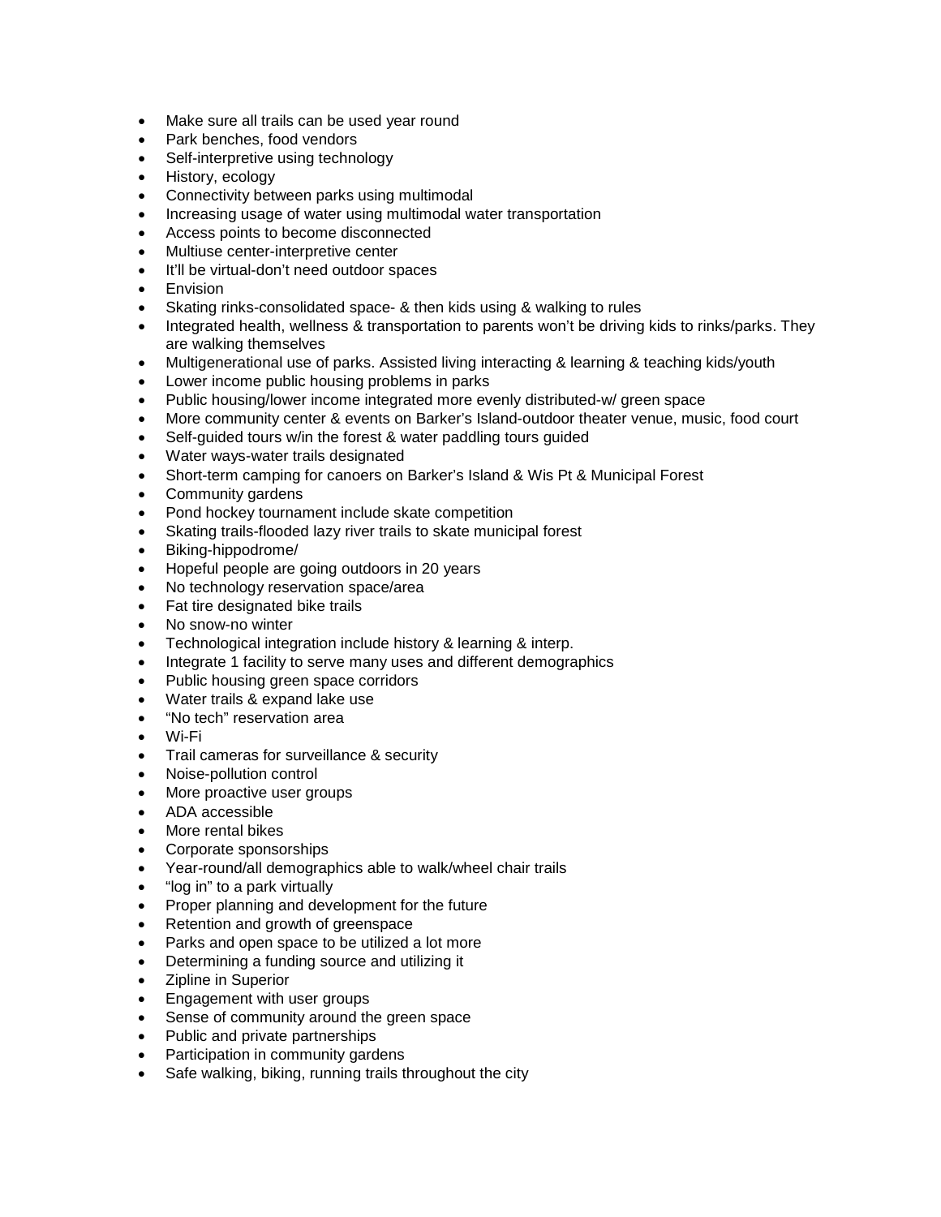- Make sure all trails can be used year round
- Park benches, food vendors
- Self-interpretive using technology
- History, ecology
- Connectivity between parks using multimodal
- Increasing usage of water using multimodal water transportation
- Access points to become disconnected
- Multiuse center-interpretive center
- It'll be virtual-don't need outdoor spaces
- Envision
- Skating rinks-consolidated space- & then kids using & walking to rules
- Integrated health, wellness & transportation to parents won't be driving kids to rinks/parks. They are walking themselves
- Multigenerational use of parks. Assisted living interacting & learning & teaching kids/youth
- Lower income public housing problems in parks
- Public housing/lower income integrated more evenly distributed-w/ green space
- More community center & events on Barker's Island-outdoor theater venue, music, food court
- Self-guided tours w/in the forest & water paddling tours guided
- Water ways-water trails designated
- Short-term camping for canoers on Barker's Island & Wis Pt & Municipal Forest
- Community gardens
- Pond hockey tournament include skate competition
- Skating trails-flooded lazy river trails to skate municipal forest
- Biking-hippodrome/
- Hopeful people are going outdoors in 20 years
- No technology reservation space/area
- Fat tire designated bike trails
- No snow-no winter
- Technological integration include history & learning & interp.
- Integrate 1 facility to serve many uses and different demographics
- Public housing green space corridors
- Water trails & expand lake use
- "No tech" reservation area
- Wi-Fi
- Trail cameras for surveillance & security
- Noise-pollution control
- More proactive user groups
- ADA accessible
- More rental bikes
- Corporate sponsorships
- Year-round/all demographics able to walk/wheel chair trails
- "log in" to a park virtually
- Proper planning and development for the future
- Retention and growth of greenspace
- Parks and open space to be utilized a lot more
- Determining a funding source and utilizing it
- Zipline in Superior
- Engagement with user groups
- Sense of community around the green space
- Public and private partnerships
- Participation in community gardens
- Safe walking, biking, running trails throughout the city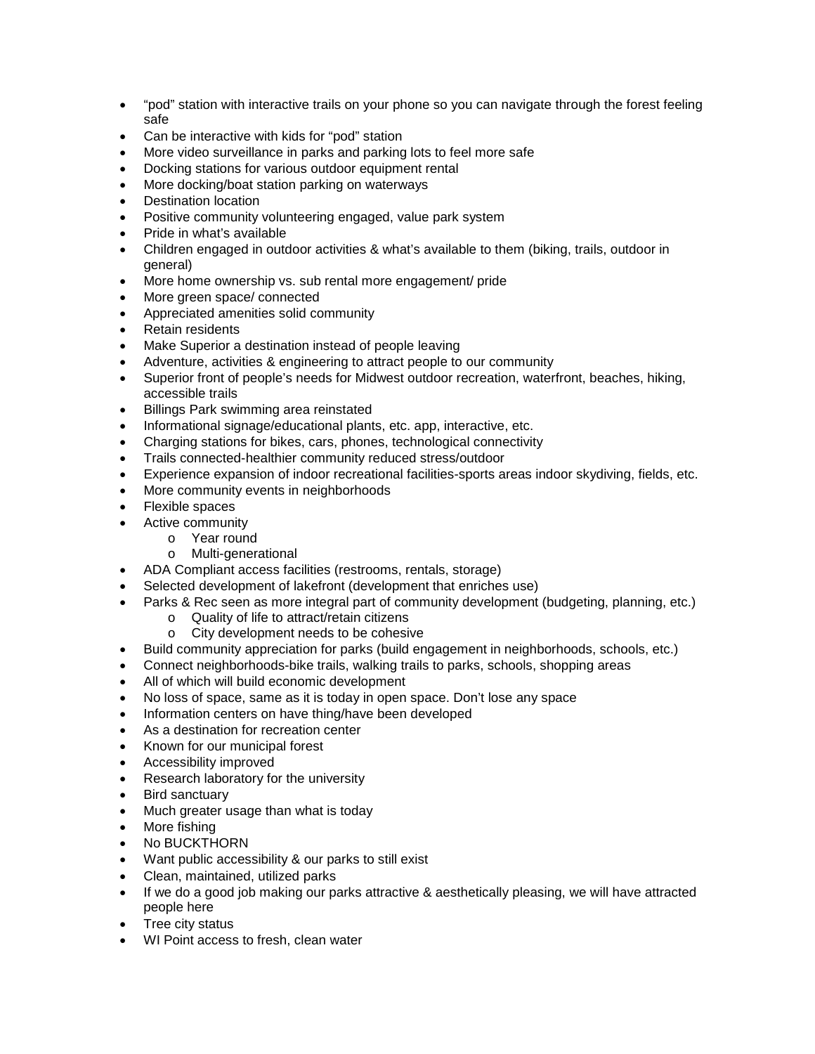- "pod" station with interactive trails on your phone so you can navigate through the forest feeling safe
- Can be interactive with kids for "pod" station
- More video surveillance in parks and parking lots to feel more safe
- Docking stations for various outdoor equipment rental
- More docking/boat station parking on waterways
- Destination location
- Positive community volunteering engaged, value park system
- Pride in what's available
- Children engaged in outdoor activities & what's available to them (biking, trails, outdoor in general)
- More home ownership vs. sub rental more engagement/ pride
- More green space/ connected
- Appreciated amenities solid community
- Retain residents
- Make Superior a destination instead of people leaving
- Adventure, activities & engineering to attract people to our community
- Superior front of people's needs for Midwest outdoor recreation, waterfront, beaches, hiking, accessible trails
- Billings Park swimming area reinstated
- Informational signage/educational plants, etc. app, interactive, etc.
- Charging stations for bikes, cars, phones, technological connectivity
- Trails connected-healthier community reduced stress/outdoor
- Experience expansion of indoor recreational facilities-sports areas indoor skydiving, fields, etc.
- More community events in neighborhoods
- Flexible spaces
- Active community
    - Year round
    - Multi-generational
- ADA Compliant access facilities (restrooms, rentals, storage)
- Selected development of lakefront (development that enriches use)
- Parks & Rec seen as more integral part of community development (budgeting, planning, etc.)
    - Quality of life to attract/retain citizens
    - City development needs to be cohesive
- Build community appreciation for parks (build engagement in neighborhoods, schools, etc.)
- Connect neighborhoods-bike trails, walking trails to parks, schools, shopping areas
- All of which will build economic development
- No loss of space, same as it is today in open space. Don't lose any space
- Information centers on have thing/have been developed
- As a destination for recreation center
- Known for our municipal forest
- Accessibility improved
- Research laboratory for the university
- Bird sanctuary
- Much greater usage than what is today
- More fishing
- No BUCKTHORN
- Want public accessibility & our parks to still exist
- Clean, maintained, utilized parks
- If we do a good job making our parks attractive & aesthetically pleasing, we will have attracted people here
- Tree city status
- WI Point access to fresh, clean water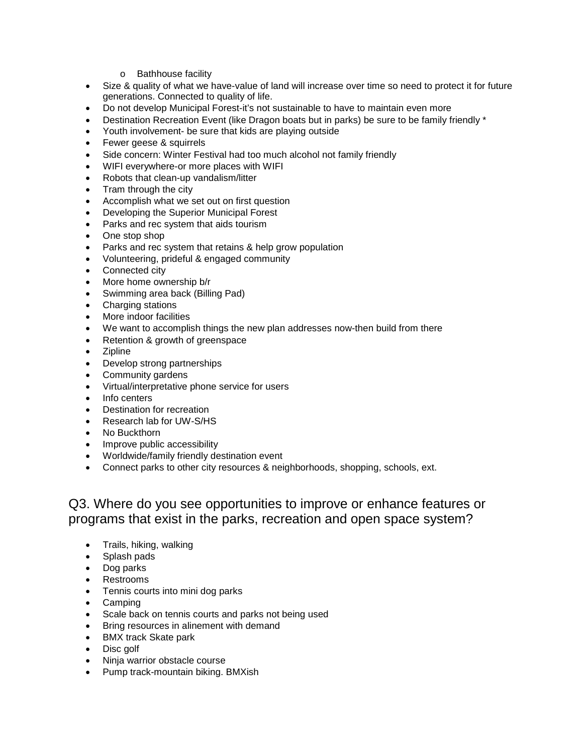- Bathhouse facility
- Size & quality of what we have-value of land will increase over time so need to protect it for future generations. Connected to quality of life.
- Do not develop Municipal Forest-it's not sustainable to have to maintain even more
- Destination Recreation Event (like Dragon boats but in parks) be sure to be family friendly *
- Youth involvement- be sure that kids are playing outside
- Fewer geese & squirrels
- Side concern: Winter Festival had too much alcohol not family friendly
- WIFI everywhere-or more places with WIFI
- Robots that clean-up vandalism/litter
- Tram through the city
- Accomplish what we set out on first question
- Developing the Superior Municipal Forest
- Parks and rec system that aids tourism
- One stop shop
- Parks and rec system that retains & help grow population
- Volunteering, prideful & engaged community
- Connected city
- More home ownership b/r
- Swimming area back (Billing Pad)
- Charging stations
- More indoor facilities
- We want to accomplish things the new plan addresses now-then build from there
- Retention & growth of greenspace
- Zipline
- Develop strong partnerships
- Community gardens
- Virtual/interpretative phone service for users
- Info centers
- Destination for recreation
- Research lab for UW-S/HS
- No Buckthorn
- Improve public accessibility
- Worldwide/family friendly destination event
- Connect parks to other city resources & neighborhoods, shopping, schools, ext.

## Q3. Where do you see opportunities to improve or enhance features or programs that exist in the parks, recreation and open space system?

- Trails, hiking, walking
- Splash pads
- Dog parks
- Restrooms
- Tennis courts into mini dog parks
- Camping
- Scale back on tennis courts and parks not being used
- Bring resources in alinement with demand
- BMX track Skate park
- Disc golf
- Ninja warrior obstacle course
- Pump track-mountain biking. BMXish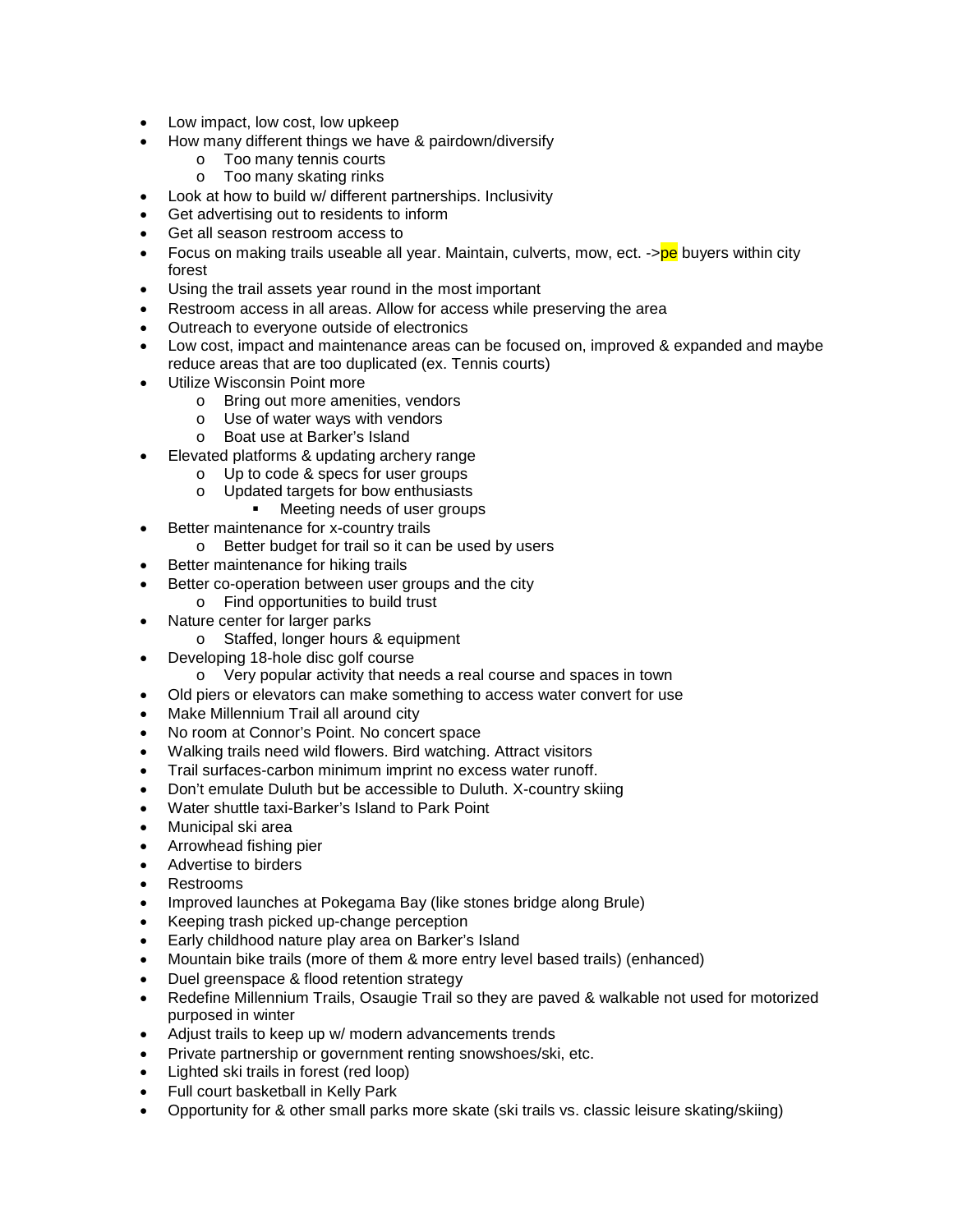- Low impact, low cost, low upkeep
- How many different things we have & pairdown/diversify
    - Too many tennis courts
    - Too many skating rinks
- Look at how to build w/ different partnerships. Inclusivity
- Get advertising out to residents to inform
- Get all season restroom access to
- Focus on making trails useable all year. Maintain, culverts, mow, ect. ->pe buyers within city forest
- Using the trail assets year round in the most important
- Restroom access in all areas. Allow for access while preserving the area
- Outreach to everyone outside of electronics
- Low cost, impact and maintenance areas can be focused on, improved & expanded and maybe reduce areas that are too duplicated (ex. Tennis courts)
- Utilize Wisconsin Point more
    - Bring out more amenities, vendors
    - Use of water ways with vendors
    - Boat use at Barker's Island
- Elevated platforms & updating archery range
    - Up to code & specs for user groups
    - Updated targets for bow enthusiasts
        - Meeting needs of user groups
- Better maintenance for x-country trails
    - Better budget for trail so it can be used by users
- Better maintenance for hiking trails
- Better co-operation between user groups and the city
    - Find opportunities to build trust
- Nature center for larger parks
    - Staffed, longer hours & equipment
- Developing 18-hole disc golf course
    - Very popular activity that needs a real course and spaces in town
- Old piers or elevators can make something to access water convert for use
- Make Millennium Trail all around city
- No room at Connor's Point. No concert space
- Walking trails need wild flowers. Bird watching. Attract visitors
- Trail surfaces-carbon minimum imprint no excess water runoff.
- Don't emulate Duluth but be accessible to Duluth. X-country skiing
- Water shuttle taxi-Barker's Island to Park Point
- Municipal ski area
- Arrowhead fishing pier
- Advertise to birders
- Restrooms
- Improved launches at Pokegama Bay (like stones bridge along Brule)
- Keeping trash picked up-change perception
- Early childhood nature play area on Barker's Island
- Mountain bike trails (more of them & more entry level based trails) (enhanced)
- Duel greenspace & flood retention strategy
- Redefine Millennium Trails, Osaugie Trail so they are paved & walkable not used for motorized purposed in winter
- Adjust trails to keep up w/ modern advancements trends
- Private partnership or government renting snowshoes/ski, etc.
- Lighted ski trails in forest (red loop)
- Full court basketball in Kelly Park
- Opportunity for & other small parks more skate (ski trails vs. classic leisure skating/skiing)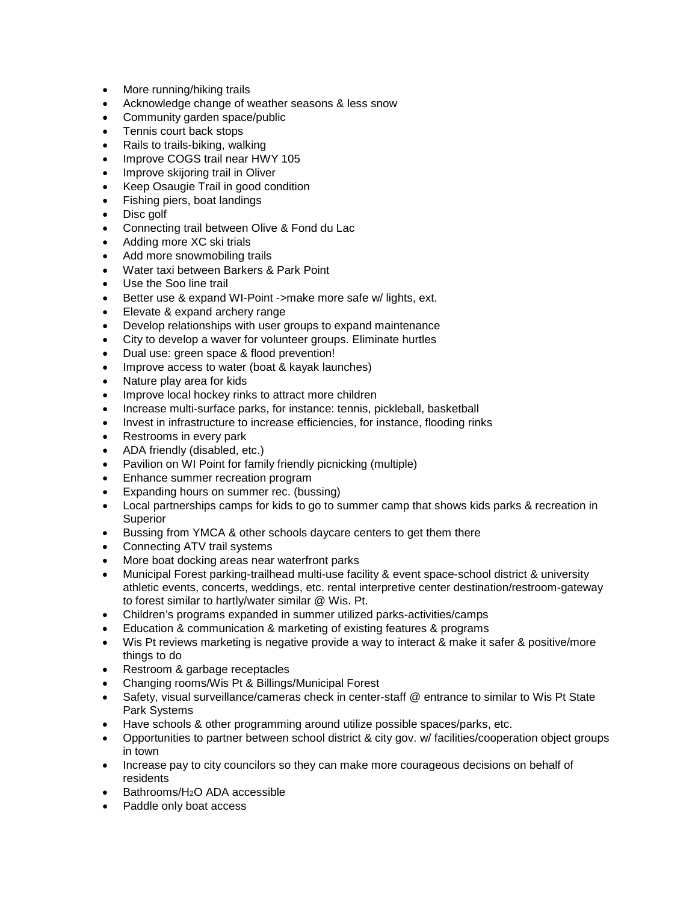- More running/hiking trails
- Acknowledge change of weather seasons & less snow
- Community garden space/public
- Tennis court back stops
- Rails to trails-biking, walking
- Improve COGS trail near HWY 105
- Improve skijoring trail in Oliver
- Keep Osaugie Trail in good condition
- Fishing piers, boat landings
- Disc golf
- Connecting trail between Olive & Fond du Lac
- Adding more XC ski trials
- Add more snowmobiling trails
- Water taxi between Barkers & Park Point
- Use the Soo line trail
- Better use & expand WI-Point ->make more safe w/ lights, ext.
- Elevate & expand archery range
- Develop relationships with user groups to expand maintenance
- City to develop a waver for volunteer groups. Eliminate hurtles
- Dual use: green space & flood prevention!
- Improve access to water (boat & kayak launches)
- Nature play area for kids
- Improve local hockey rinks to attract more children
- Increase multi-surface parks, for instance: tennis, pickleball, basketball
- Invest in infrastructure to increase efficiencies, for instance, flooding rinks
- Restrooms in every park
- ADA friendly (disabled, etc.)
- Pavilion on WI Point for family friendly picnicking (multiple)
- Enhance summer recreation program
- Expanding hours on summer rec. (bussing)
- Local partnerships camps for kids to go to summer camp that shows kids parks & recreation in Superior
- Bussing from YMCA & other schools daycare centers to get them there
- Connecting ATV trail systems
- More boat docking areas near waterfront parks
- Municipal Forest parking-trailhead multi-use facility & event space-school district & university athletic events, concerts, weddings, etc. rental interpretive center destination/restroom-gateway to forest similar to hartly/water similar @ Wis. Pt.
- Children's programs expanded in summer utilized parks-activities/camps
- Education & communication & marketing of existing features & programs
- Wis Pt reviews marketing is negative provide a way to interact & make it safer & positive/more things to do
- Restroom & garbage receptacles
- Changing rooms/Wis Pt & Billings/Municipal Forest
- Safety, visual surveillance/cameras check in center-staff @ entrance to similar to Wis Pt State Park Systems
- Have schools & other programming around utilize possible spaces/parks, etc.
- Opportunities to partner between school district & city gov. w/ facilities/cooperation object groups in town
- Increase pay to city councilors so they can make more courageous decisions on behalf of residents
- Bathrooms/$H_2O$ ADA accessible
- Paddle only boat access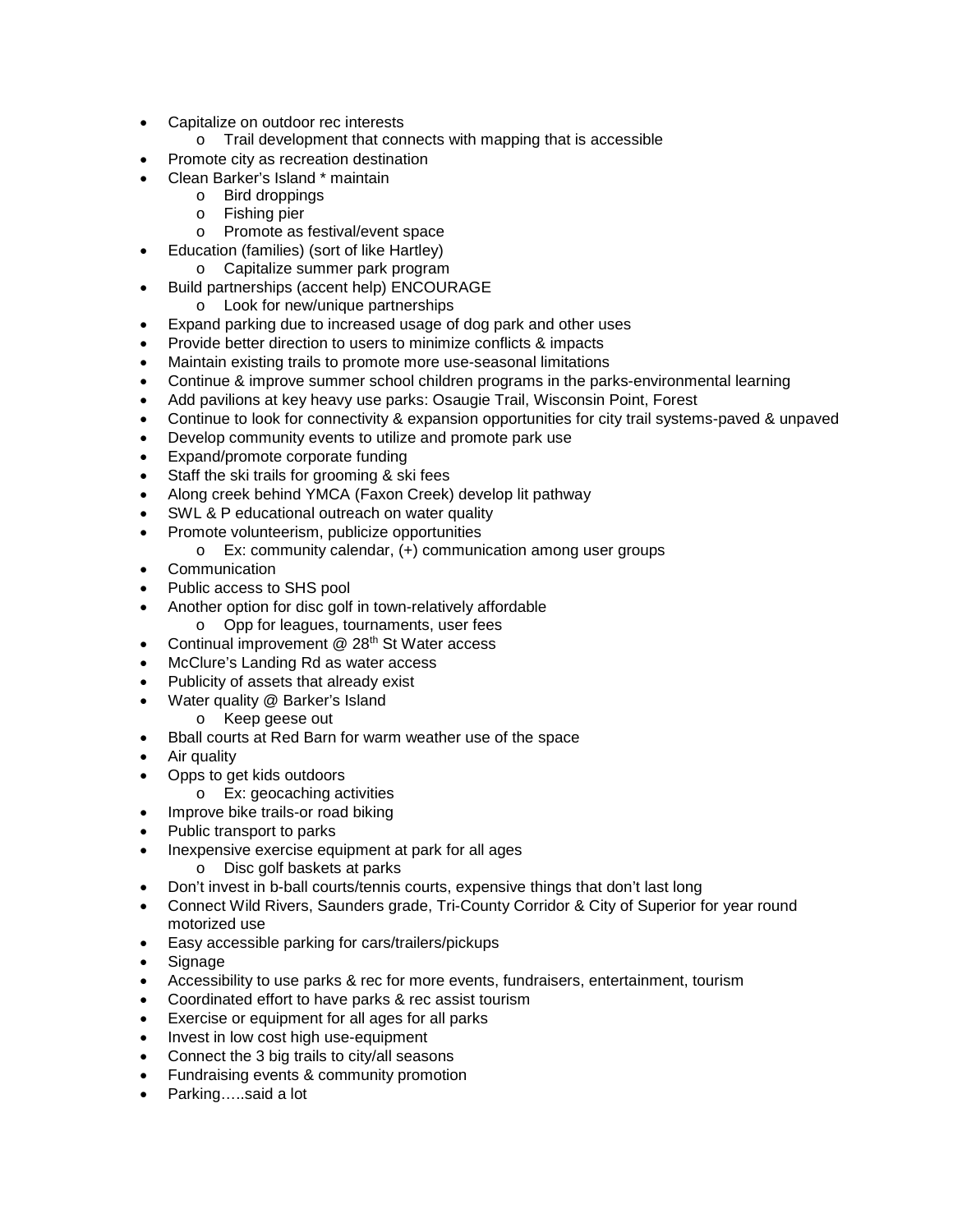- Capitalize on outdoor rec interests
  - Trail development that connects with mapping that is accessible
- Promote city as recreation destination
- Clean Barker's Island * maintain
  - Bird droppings
  - Fishing pier
  - Promote as festival/event space
- Education (families) (sort of like Hartley)
  - Capitalize summer park program
- Build partnerships (accent help) ENCOURAGE
  - Look for new/unique partnerships
- Expand parking due to increased usage of dog park and other uses
- Provide better direction to users to minimize conflicts & impacts
- Maintain existing trails to promote more use-seasonal limitations
- Continue & improve summer school children programs in the parks-environmental learning
- Add pavilions at key heavy use parks: Osaugie Trail, Wisconsin Point, Forest
- Continue to look for connectivity & expansion opportunities for city trail systems-paved & unpaved
- Develop community events to utilize and promote park use
- Expand/promote corporate funding
- Staff the ski trails for grooming & ski fees
- Along creek behind YMCA (Faxon Creek) develop lit pathway
- SWL & P educational outreach on water quality
- Promote volunteerism, publicize opportunities
  - Ex: community calendar, (+) communication among user groups
- Communication
- Public access to SHS pool
- Another option for disc golf in town-relatively affordable
  - Opp for leagues, tournaments, user fees
- Continual improvement @ 28th St Water access
- McClure's Landing Rd as water access
- Publicity of assets that already exist
- Water quality @ Barker's Island
  - Keep geese out
- Bball courts at Red Barn for warm weather use of the space
- Air quality
- Opps to get kids outdoors
  - Ex: geocaching activities
- Improve bike trails-or road biking
- Public transport to parks
- Inexpensive exercise equipment at park for all ages
  - Disc golf baskets at parks
- Don't invest in b-ball courts/tennis courts, expensive things that don't last long
- Connect Wild Rivers, Saunders grade, Tri-County Corridor & City of Superior for year round motorized use
- Easy accessible parking for cars/trailers/pickups
- Signage
- Accessibility to use parks & rec for more events, fundraisers, entertainment, tourism
- Coordinated effort to have parks & rec assist tourism
- Exercise or equipment for all ages for all parks
- Invest in low cost high use-equipment
- Connect the 3 big trails to city/all seasons
- Fundraising events & community promotion
- Parking…..said a lot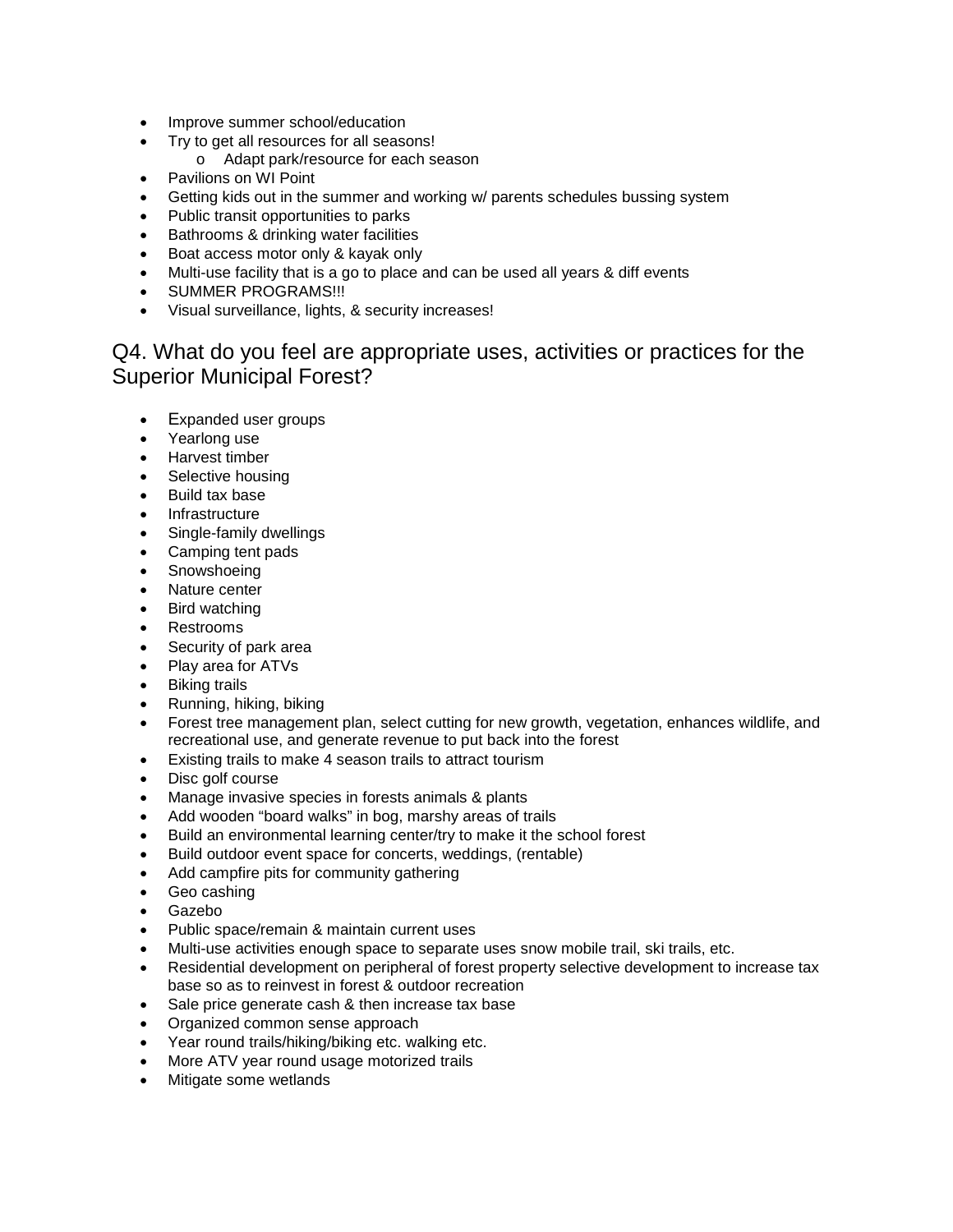- Improve summer school/education
- Try to get all resources for all seasons!
    - Adapt park/resource for each season
- Pavilions on WI Point
- Getting kids out in the summer and working w/ parents schedules bussing system
- Public transit opportunities to parks
- Bathrooms & drinking water facilities
- Boat access motor only & kayak only
- Multi-use facility that is a go to place and can be used all years & diff events
- SUMMER PROGRAMS!!!
- Visual surveillance, lights, & security increases!

## Q4. What do you feel are appropriate uses, activities or practices for the Superior Municipal Forest?

- Expanded user groups
- Yearlong use
- Harvest timber
- Selective housing
- Build tax base
- Infrastructure
- Single-family dwellings
- Camping tent pads
- Snowshoeing
- Nature center
- Bird watching
- Restrooms
- Security of park area
- Play area for ATVs
- Biking trails
- Running, hiking, biking
- Forest tree management plan, select cutting for new growth, vegetation, enhances wildlife, and recreational use, and generate revenue to put back into the forest
- Existing trails to make 4 season trails to attract tourism
- Disc golf course
- Manage invasive species in forests animals & plants
- Add wooden "board walks" in bog, marshy areas of trails
- Build an environmental learning center/try to make it the school forest
- Build outdoor event space for concerts, weddings, (rentable)
- Add campfire pits for community gathering
- Geo cashing
- Gazebo
- Public space/remain & maintain current uses
- Multi-use activities enough space to separate uses snow mobile trail, ski trails, etc.
- Residential development on peripheral of forest property selective development to increase tax base so as to reinvest in forest & outdoor recreation
- Sale price generate cash & then increase tax base
- Organized common sense approach
- Year round trails/hiking/biking etc. walking etc.
- More ATV year round usage motorized trails
- Mitigate some wetlands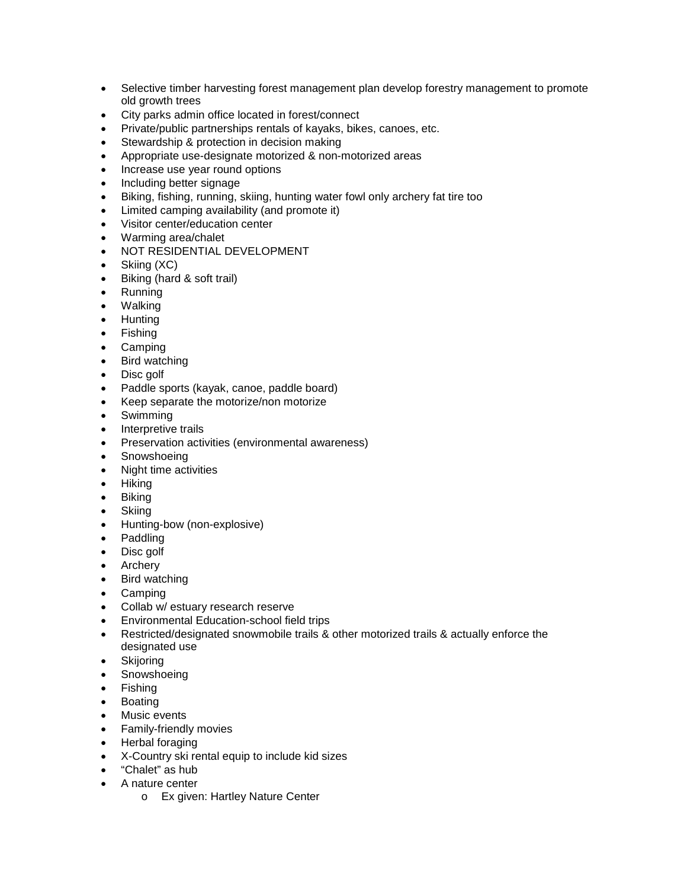- Selective timber harvesting forest management plan develop forestry management to promote old growth trees
- City parks admin office located in forest/connect
- Private/public partnerships rentals of kayaks, bikes, canoes, etc.
- Stewardship & protection in decision making
- Appropriate use-designate motorized & non-motorized areas
- Increase use year round options
- Including better signage
- Biking, fishing, running, skiing, hunting water fowl only archery fat tire too
- Limited camping availability (and promote it)
- Visitor center/education center
- Warming area/chalet
- NOT RESIDENTIAL DEVELOPMENT
- Skiing (XC)
- Biking (hard & soft trail)
- Running
- Walking
- Hunting
- Fishing
- Camping
- Bird watching
- Disc golf
- Paddle sports (kayak, canoe, paddle board)
- Keep separate the motorize/non motorize
- Swimming
- Interpretive trails
- Preservation activities (environmental awareness)
- Snowshoeing
- Night time activities
- Hiking
- Biking
- Skiing
- Hunting-bow (non-explosive)
- Paddling
- Disc golf
- Archery
- Bird watching
- Camping
- Collab w/ estuary research reserve
- Environmental Education-school field trips
- Restricted/designated snowmobile trails & other motorized trails & actually enforce the designated use
- Skijoring
- Snowshoeing
- Fishing
- Boating
- Music events
- Family-friendly movies
- Herbal foraging
- X-Country ski rental equip to include kid sizes
- "Chalet" as hub
- A nature center
  - Ex given: Hartley Nature Center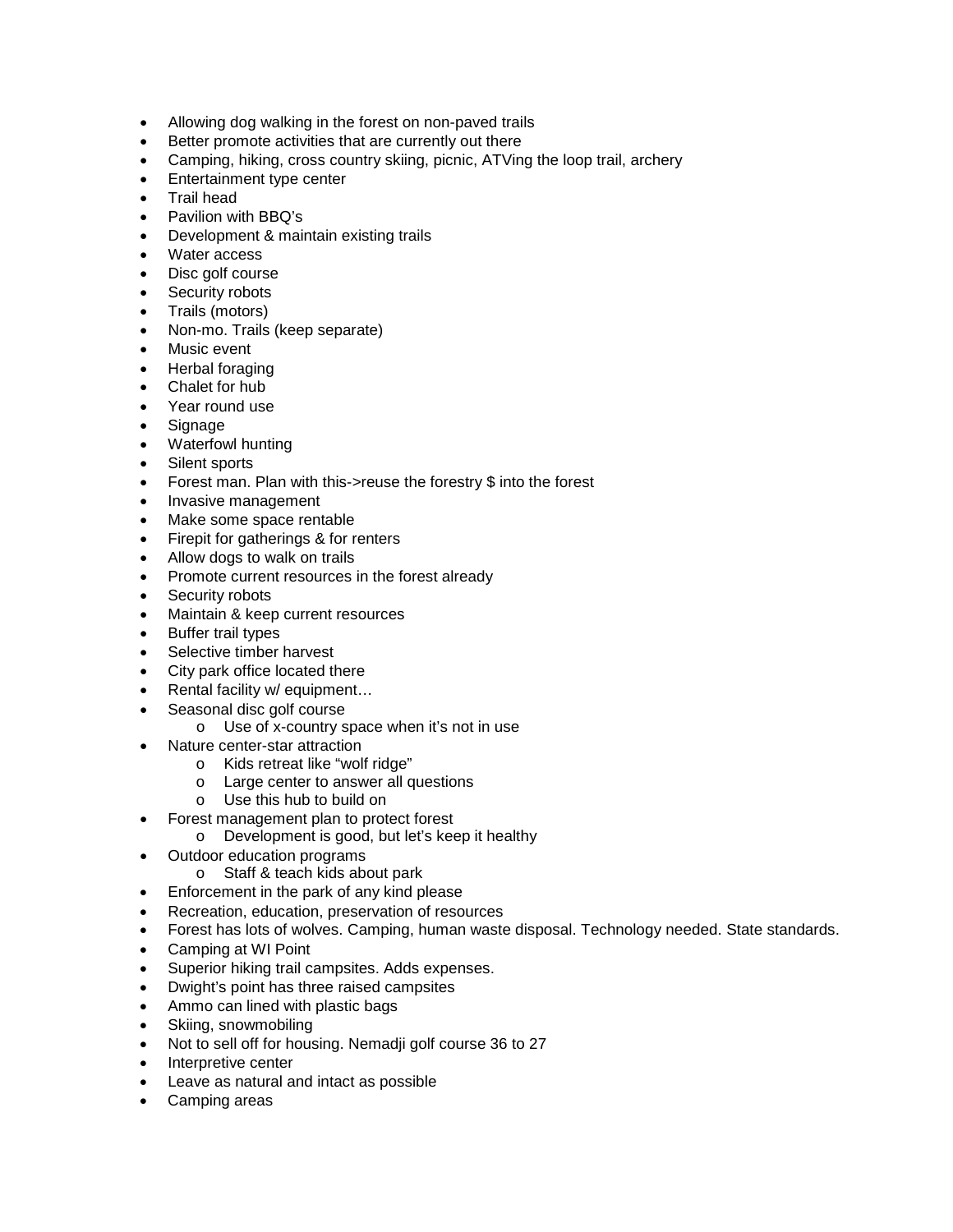- Allowing dog walking in the forest on non-paved trails
- Better promote activities that are currently out there
- Camping, hiking, cross country skiing, picnic, ATVing the loop trail, archery
- Entertainment type center
- Trail head
- Pavilion with BBQ's
- Development & maintain existing trails
- Water access
- Disc golf course
- Security robots
- Trails (motors)
- Non-mo. Trails (keep separate)
- Music event
- Herbal foraging
- Chalet for hub
- Year round use
- Signage
- Waterfowl hunting
- Silent sports
- Forest man. Plan with this->reuse the forestry $ into the forest
- Invasive management
- Make some space rentable
- Firepit for gatherings & for renters
- Allow dogs to walk on trails
- Promote current resources in the forest already
- Security robots
- Maintain & keep current resources
- Buffer trail types
- Selective timber harvest
- City park office located there
- Rental facility w/ equipment…
- Seasonal disc golf course
  - Use of x-country space when it's not in use
- Nature center-star attraction
  - Kids retreat like "wolf ridge"
  - Large center to answer all questions
  - Use this hub to build on
- Forest management plan to protect forest
  - Development is good, but let's keep it healthy
- Outdoor education programs
  - Staff & teach kids about park
- Enforcement in the park of any kind please
- Recreation, education, preservation of resources
- Forest has lots of wolves. Camping, human waste disposal. Technology needed. State standards.
- Camping at WI Point
- Superior hiking trail campsites. Adds expenses.
- Dwight's point has three raised campsites
- Ammo can lined with plastic bags
- Skiing, snowmobiling
- Not to sell off for housing. Nemadji golf course 36 to 27
- Interpretive center
- Leave as natural and intact as possible
- Camping areas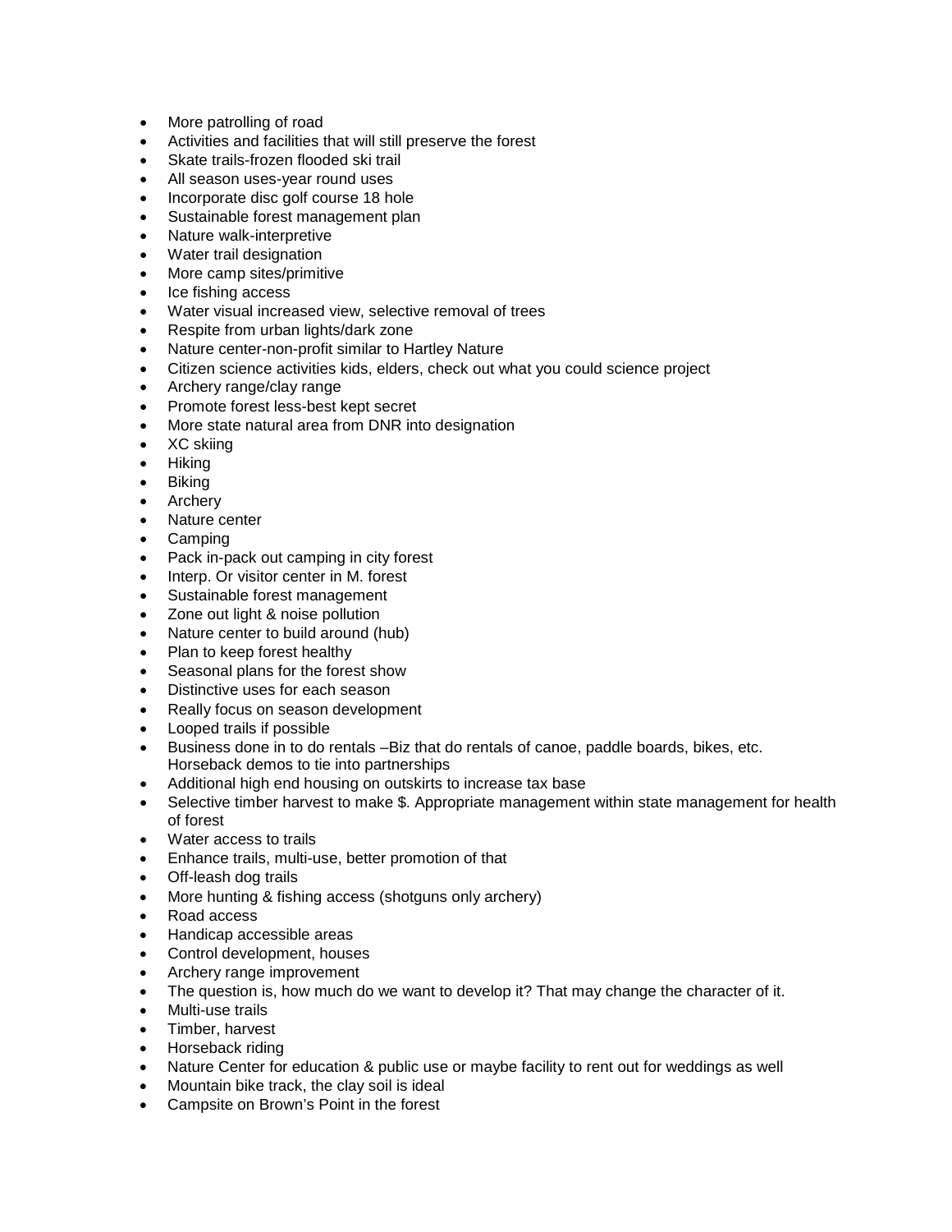- More patrolling of road
- Activities and facilities that will still preserve the forest
- Skate trails-frozen flooded ski trail
- All season uses-year round uses
- Incorporate disc golf course 18 hole
- Sustainable forest management plan
- Nature walk-interpretive
- Water trail designation
- More camp sites/primitive
- Ice fishing access
- Water visual increased view, selective removal of trees
- Respite from urban lights/dark zone
- Nature center-non-profit similar to Hartley Nature
- Citizen science activities kids, elders, check out what you could science project
- Archery range/clay range
- Promote forest less-best kept secret
- More state natural area from DNR into designation
- XC skiing
- Hiking
- Biking
- Archery
- Nature center
- Camping
- Pack in-pack out camping in city forest
- Interp. Or visitor center in M. forest
- Sustainable forest management
- Zone out light & noise pollution
- Nature center to build around (hub)
- Plan to keep forest healthy
- Seasonal plans for the forest show
- Distinctive uses for each season
- Really focus on season development
- Looped trails if possible
- Business done in to do rentals –Biz that do rentals of canoe, paddle boards, bikes, etc. Horseback demos to tie into partnerships
- Additional high end housing on outskirts to increase tax base
- Selective timber harvest to make $. Appropriate management within state management for health of forest
- Water access to trails
- Enhance trails, multi-use, better promotion of that
- Off-leash dog trails
- More hunting & fishing access (shotguns only archery)
- Road access
- Handicap accessible areas
- Control development, houses
- Archery range improvement
- The question is, how much do we want to develop it? That may change the character of it.
- Multi-use trails
- Timber, harvest
- Horseback riding
- Nature Center for education & public use or maybe facility to rent out for weddings as well
- Mountain bike track, the clay soil is ideal
- Campsite on Brown's Point in the forest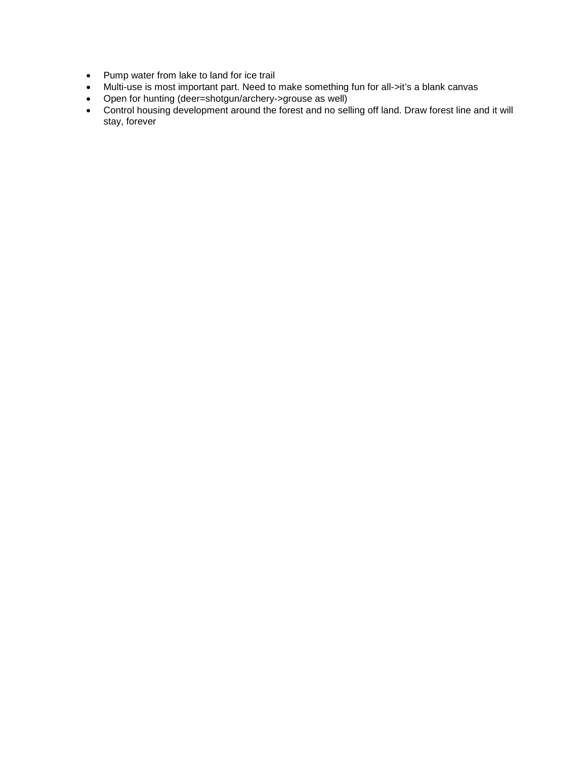- Pump water from lake to land for ice trail
- Multi-use is most important part. Need to make something fun for all->it's a blank canvas
- Open for hunting (deer=shotgun/archery->grouse as well)
- Control housing development around the forest and no selling off land. Draw forest line and it will stay, forever